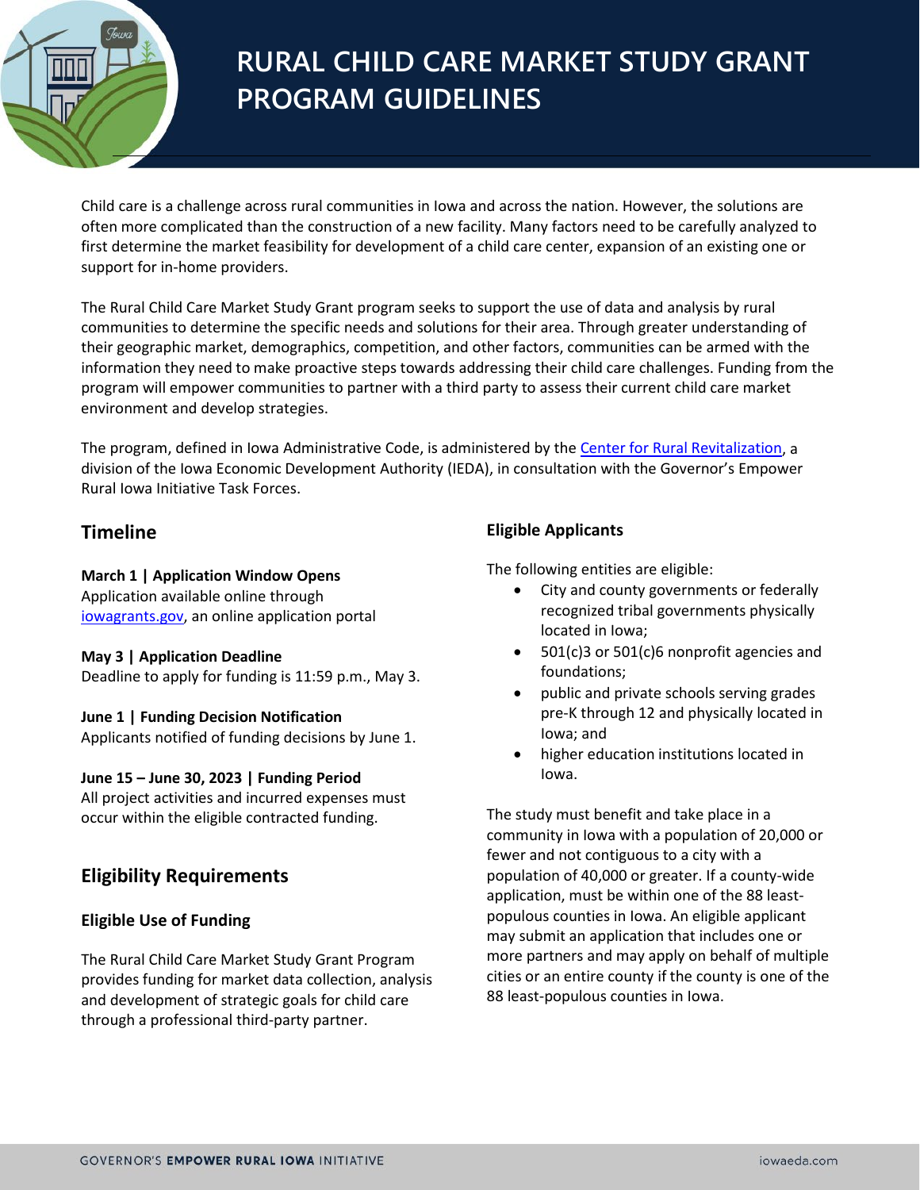# RURAL CHILD CARE MARKET STUDY GRANT PROGRAM GUIDELINES

Child care is a challenge across rural communities in Iowa and across the nation. However, the solutions are often more complicated than the construction of a new facility. Many factors need to be carefully analyzed to first determine the market feasibility for development of a child care center, expansion of an existing one or support for in-home providers.

The Rural Child Care Market Study Grant program seeks to support the use of data and analysis by rural communities to determine the specific needs and solutions for their area. Through greater understanding of their geographic market, demographics, competition, and other factors, communities can be armed with the information they need to make proactive steps towards addressing their child care challenges. Funding from the program will empower communities to partner with a third party to assess their current child care market environment and develop strategies.

The program, defined in Iowa Administrative Code, is administered by the Center for Rural Revitalization, a division of the Iowa Economic Development Authority (IEDA), in consultation with the Governor's Empower Rural Iowa Initiative Task Forces.

## Timeline

**March 1 | Application Window Opens**
Application available online through iowagrants.gov, an online application portal

**May 3 | Application Deadline**
Deadline to apply for funding is 11:59 p.m., May 3.

**June 1 | Funding Decision Notification**
Applicants notified of funding decisions by June 1.

**June 15 – June 30, 2023 | Funding Period**
All project activities and incurred expenses must occur within the eligible contracted funding.

## Eligibility Requirements

### Eligible Use of Funding

The Rural Child Care Market Study Grant Program provides funding for market data collection, analysis and development of strategic goals for child care through a professional third-party partner.

### Eligible Applicants

The following entities are eligible:

- City and county governments or federally recognized tribal governments physically located in Iowa;
- 501(c)3 or 501(c)6 nonprofit agencies and foundations;
- public and private schools serving grades pre-K through 12 and physically located in Iowa; and
- higher education institutions located in Iowa.

The study must benefit and take place in a community in Iowa with a population of 20,000 or fewer and not contiguous to a city with a population of 40,000 or greater. If a county-wide application, must be within one of the 88 least-populous counties in Iowa. An eligible applicant may submit an application that includes one or more partners and may apply on behalf of multiple cities or an entire county if the county is one of the 88 least-populous counties in Iowa.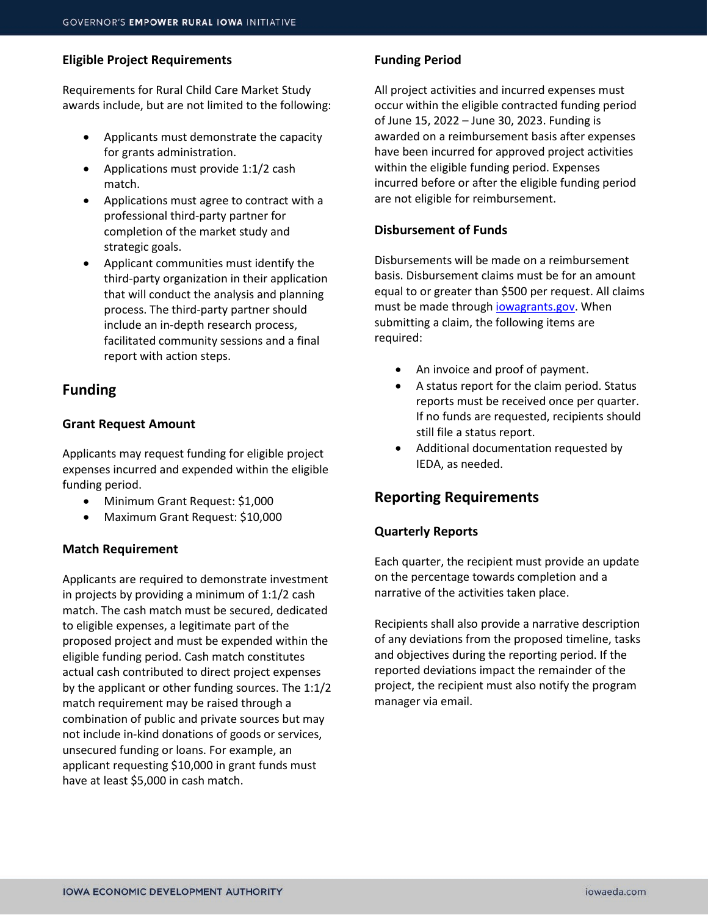### Eligible Project Requirements

Requirements for Rural Child Care Market Study awards include, but are not limited to the following:

- Applicants must demonstrate the capacity for grants administration.
- Applications must provide 1:1/2 cash match.
- Applications must agree to contract with a professional third-party partner for completion of the market study and strategic goals.
- Applicant communities must identify the third-party organization in their application that will conduct the analysis and planning process. The third-party partner should include an in-depth research process, facilitated community sessions and a final report with action steps.

## Funding

### Grant Request Amount

Applicants may request funding for eligible project expenses incurred and expended within the eligible funding period.

- Minimum Grant Request: $1,000
- Maximum Grant Request: $10,000

### Match Requirement

Applicants are required to demonstrate investment in projects by providing a minimum of 1:1/2 cash match. The cash match must be secured, dedicated to eligible expenses, a legitimate part of the proposed project and must be expended within the eligible funding period. Cash match constitutes actual cash contributed to direct project expenses by the applicant or other funding sources. The 1:1/2 match requirement may be raised through a combination of public and private sources but may not include in-kind donations of goods or services, unsecured funding or loans. For example, an applicant requesting $10,000 in grant funds must have at least $5,000 in cash match.

### Funding Period

All project activities and incurred expenses must occur within the eligible contracted funding period of June 15, 2022 – June 30, 2023. Funding is awarded on a reimbursement basis after expenses have been incurred for approved project activities within the eligible funding period. Expenses incurred before or after the eligible funding period are not eligible for reimbursement.

### Disbursement of Funds

Disbursements will be made on a reimbursement basis. Disbursement claims must be for an amount equal to or greater than $500 per request. All claims must be made through [iowagrants.gov](iowagrants.gov). When submitting a claim, the following items are required:

- An invoice and proof of payment.
- A status report for the claim period. Status reports must be received once per quarter. If no funds are requested, recipients should still file a status report.
- Additional documentation requested by IEDA, as needed.

## Reporting Requirements

### Quarterly Reports

Each quarter, the recipient must provide an update on the percentage towards completion and a narrative of the activities taken place.

Recipients shall also provide a narrative description of any deviations from the proposed timeline, tasks and objectives during the reporting period. If the reported deviations impact the remainder of the project, the recipient must also notify the program manager via email.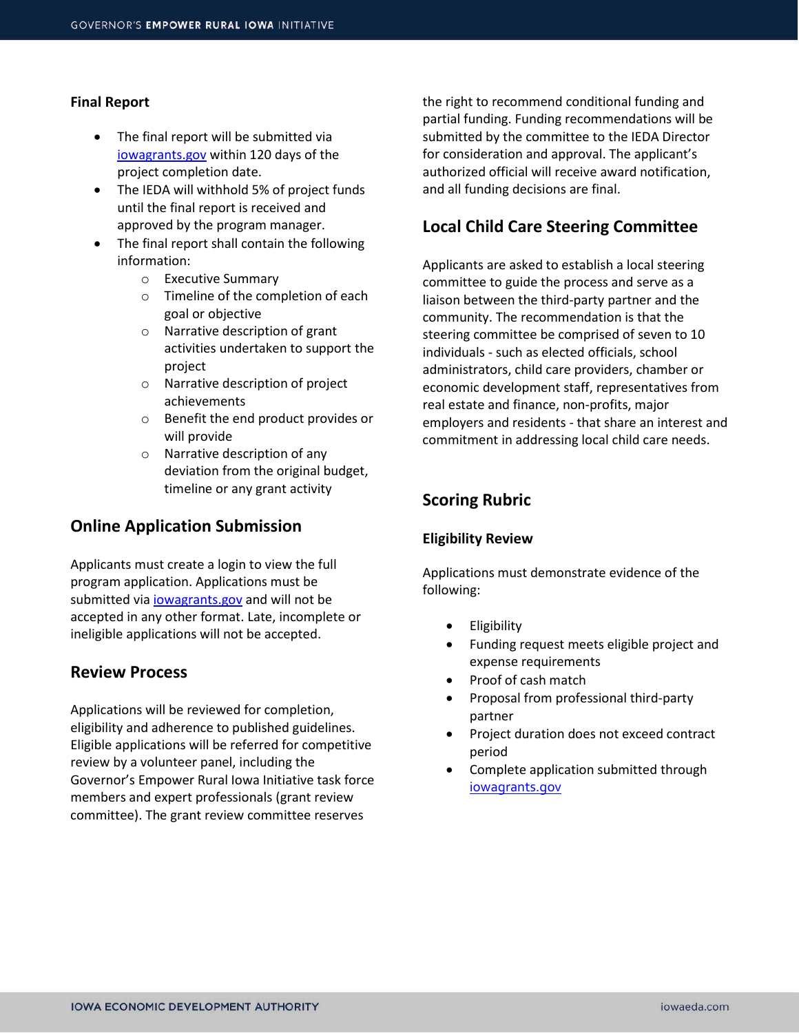### Final Report

- The final report will be submitted via iowagrants.gov within 120 days of the project completion date.
- The IEDA will withhold 5% of project funds until the final report is received and approved by the program manager.
- The final report shall contain the following information:
  - Executive Summary
  - Timeline of the completion of each goal or objective
  - Narrative description of grant activities undertaken to support the project
  - Narrative description of project achievements
  - Benefit the end product provides or will provide
  - Narrative description of any deviation from the original budget, timeline or any grant activity

## Online Application Submission

Applicants must create a login to view the full program application. Applications must be submitted via iowagrants.gov and will not be accepted in any other format. Late, incomplete or ineligible applications will not be accepted.

## Review Process

Applications will be reviewed for completion, eligibility and adherence to published guidelines. Eligible applications will be referred for competitive review by a volunteer panel, including the Governor's Empower Rural Iowa Initiative task force members and expert professionals (grant review committee). The grant review committee reserves the right to recommend conditional funding and partial funding. Funding recommendations will be submitted by the committee to the IEDA Director for consideration and approval. The applicant's authorized official will receive award notification, and all funding decisions are final.

## Local Child Care Steering Committee

Applicants are asked to establish a local steering committee to guide the process and serve as a liaison between the third-party partner and the community. The recommendation is that the steering committee be comprised of seven to 10 individuals - such as elected officials, school administrators, child care providers, chamber or economic development staff, representatives from real estate and finance, non-profits, major employers and residents - that share an interest and commitment in addressing local child care needs.

## Scoring Rubric

### Eligibility Review

Applications must demonstrate evidence of the following:

- Eligibility
- Funding request meets eligible project and expense requirements
- Proof of cash match
- Proposal from professional third-party partner
- Project duration does not exceed contract period
- Complete application submitted through iowagrants.gov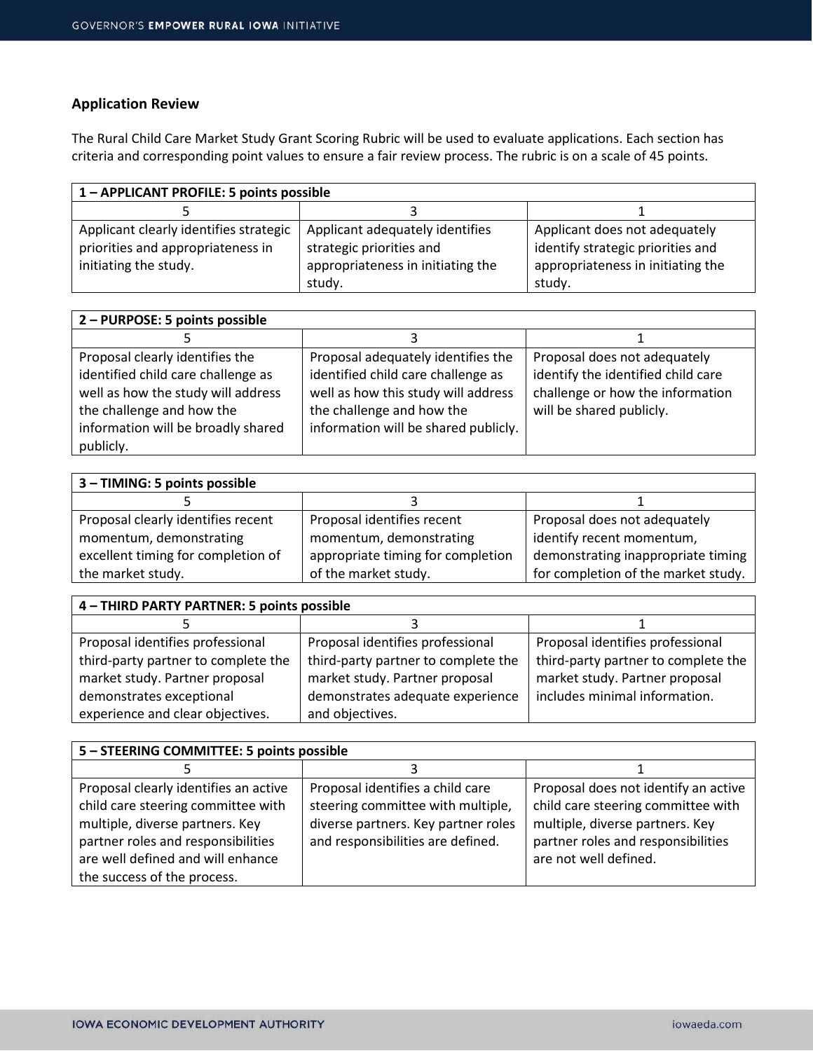## Application Review

The Rural Child Care Market Study Grant Scoring Rubric will be used to evaluate applications. Each section has criteria and corresponding point values to ensure a fair review process. The rubric is on a scale of 45 points.

| **1 – APPLICANT PROFILE: 5 points possible** | | |
|---|---|---|
| 5 | 3 | 1 |
| Applicant clearly identifies strategic priorities and appropriateness in initiating the study. | Applicant adequately identifies strategic priorities and appropriateness in initiating the study. | Applicant does not adequately identify strategic priorities and appropriateness in initiating the study. |

| **2 – PURPOSE: 5 points possible** | | |
|---|---|---|
| 5 | 3 | 1 |
| Proposal clearly identifies the identified child care challenge as well as how the study will address the challenge and how the information will be broadly shared publicly. | Proposal adequately identifies the identified child care challenge as well as how this study will address the challenge and how the information will be shared publicly. | Proposal does not adequately identify the identified child care challenge or how the information will be shared publicly. |

| **3 – TIMING: 5 points possible** | | |
|---|---|---|
| 5 | 3 | 1 |
| Proposal clearly identifies recent momentum, demonstrating excellent timing for completion of the market study. | Proposal identifies recent momentum, demonstrating appropriate timing for completion of the market study. | Proposal does not adequately identify recent momentum, demonstrating inappropriate timing for completion of the market study. |

| **4 – THIRD PARTY PARTNER: 5 points possible** | | |
|---|---|---|
| 5 | 3 | 1 |
| Proposal identifies professional third-party partner to complete the market study. Partner proposal demonstrates exceptional experience and clear objectives. | Proposal identifies professional third-party partner to complete the market study. Partner proposal demonstrates adequate experience and objectives. | Proposal identifies professional third-party partner to complete the market study. Partner proposal includes minimal information. |

| **5 – STEERING COMMITTEE: 5 points possible** | | |
|---|---|---|
| 5 | 3 | 1 |
| Proposal clearly identifies an active child care steering committee with multiple, diverse partners. Key partner roles and responsibilities are well defined and will enhance the success of the process. | Proposal identifies a child care steering committee with multiple, diverse partners. Key partner roles and responsibilities are defined. | Proposal does not identify an active child care steering committee with multiple, diverse partners. Key partner roles and responsibilities are not well defined. |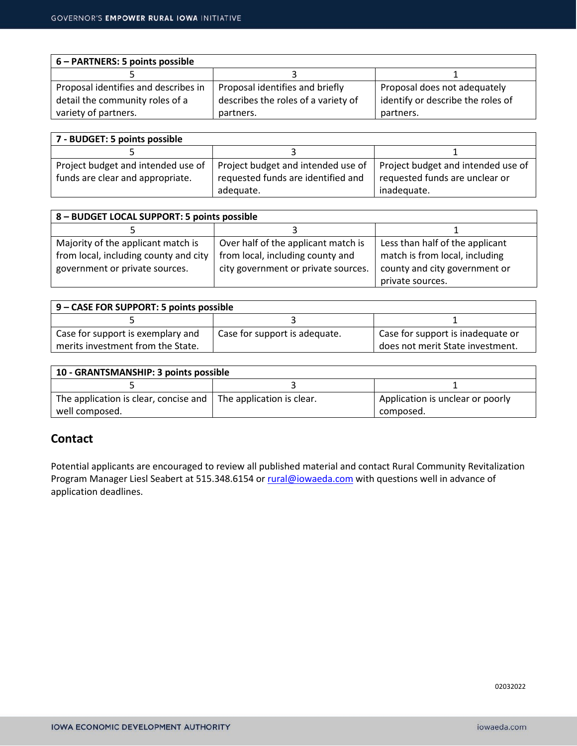| 6 – PARTNERS: 5 points possible | | |
|---|---|---|
| 5 | 3 | 1 |
| Proposal identifies and describes in detail the community roles of a variety of partners. | Proposal identifies and briefly describes the roles of a variety of partners. | Proposal does not adequately identify or describe the roles of partners. |

| 7 - BUDGET: 5 points possible | | |
|---|---|---|
| 5 | 3 | 1 |
| Project budget and intended use of funds are clear and appropriate. | Project budget and intended use of requested funds are identified and adequate. | Project budget and intended use of requested funds are unclear or inadequate. |

| 8 – BUDGET LOCAL SUPPORT: 5 points possible | | |
|---|---|---|
| 5 | 3 | 1 |
| Majority of the applicant match is from local, including county and city government or private sources. | Over half of the applicant match is from local, including county and city government or private sources. | Less than half of the applicant match is from local, including county and city government or private sources. |

| 9 – CASE FOR SUPPORT: 5 points possible | | |
|---|---|---|
| 5 | 3 | 1 |
| Case for support is exemplary and merits investment from the State. | Case for support is adequate. | Case for support is inadequate or does not merit State investment. |

| 10 - GRANTSMANSHIP: 3 points possible | | |
|---|---|---|
| 5 | 3 | 1 |
| The application is clear, concise and well composed. | The application is clear. | Application is unclear or poorly composed. |

## Contact

Potential applicants are encouraged to review all published material and contact Rural Community Revitalization Program Manager Liesl Seabert at 515.348.6154 or rural@iowaeda.com with questions well in advance of application deadlines.

02032022